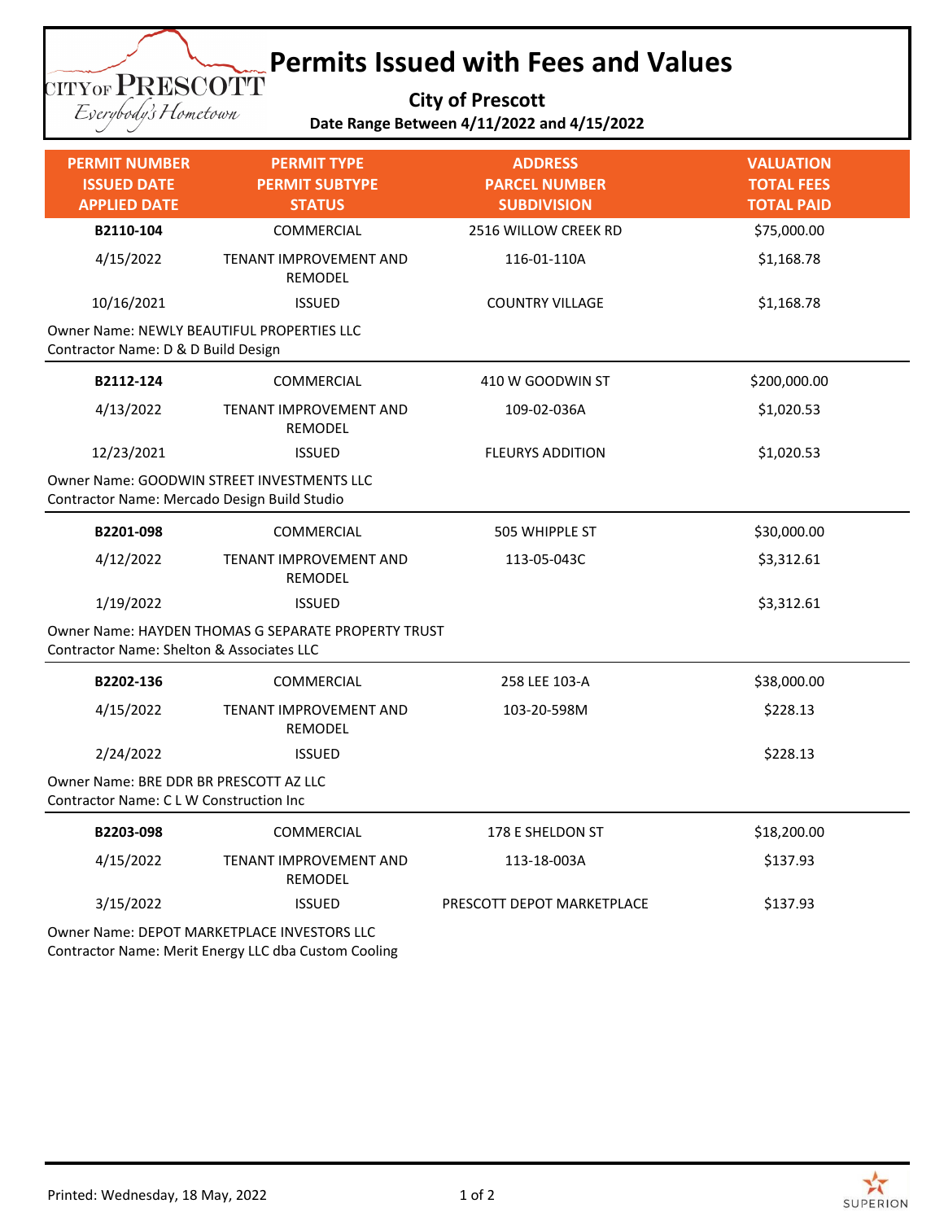# Permits Issued with Fees and Values

**City of Prescott**

**Date Range Between 4/11/2022 and 4/15/2022**

| PERMIT NUMBER<br>ISSUED DATE<br>APPLIED DATE | PERMIT TYPE<br>PERMIT SUBTYPE<br>STATUS | ADDRESS<br>PARCEL NUMBER<br>SUBDIVISION | VALUATION<br>TOTAL FEES<br>TOTAL PAID |
|---|---|---|---|
| **B2110-104** | COMMERCIAL | 2516 WILLOW CREEK RD | $75,000.00 |
| 4/15/2022 | TENANT IMPROVEMENT AND REMODEL | 116-01-110A | $1,168.78 |
| 10/16/2021 | ISSUED | COUNTRY VILLAGE | $1,168.78 |
| Owner Name: NEWLY BEAUTIFUL PROPERTIES LLC<br>Contractor Name: D & D Build Design | | | |
| **B2112-124** | COMMERCIAL | 410 W GOODWIN ST | $200,000.00 |
| 4/13/2022 | TENANT IMPROVEMENT AND REMODEL | 109-02-036A | $1,020.53 |
| 12/23/2021 | ISSUED | FLEURYS ADDITION | $1,020.53 |
| Owner Name: GOODWIN STREET INVESTMENTS LLC<br>Contractor Name: Mercado Design Build Studio | | | |
| **B2201-098** | COMMERCIAL | 505 WHIPPLE ST | $30,000.00 |
| 4/12/2022 | TENANT IMPROVEMENT AND REMODEL | 113-05-043C | $3,312.61 |
| 1/19/2022 | ISSUED | | $3,312.61 |
| Owner Name: HAYDEN THOMAS G SEPARATE PROPERTY TRUST<br>Contractor Name: Shelton & Associates LLC | | | |
| **B2202-136** | COMMERCIAL | 258 LEE 103-A | $38,000.00 |
| 4/15/2022 | TENANT IMPROVEMENT AND REMODEL | 103-20-598M | $228.13 |
| 2/24/2022 | ISSUED | | $228.13 |
| Owner Name: BRE DDR BR PRESCOTT AZ LLC<br>Contractor Name: C L W Construction Inc | | | |
| **B2203-098** | COMMERCIAL | 178 E SHELDON ST | $18,200.00 |
| 4/15/2022 | TENANT IMPROVEMENT AND REMODEL | 113-18-003A | $137.93 |
| 3/15/2022 | ISSUED | PRESCOTT DEPOT MARKETPLACE | $137.93 |
| Owner Name: DEPOT MARKETPLACE INVESTORS LLC<br>Contractor Name: Merit Energy LLC dba Custom Cooling | | | |

Printed: Wednesday, 18 May, 2022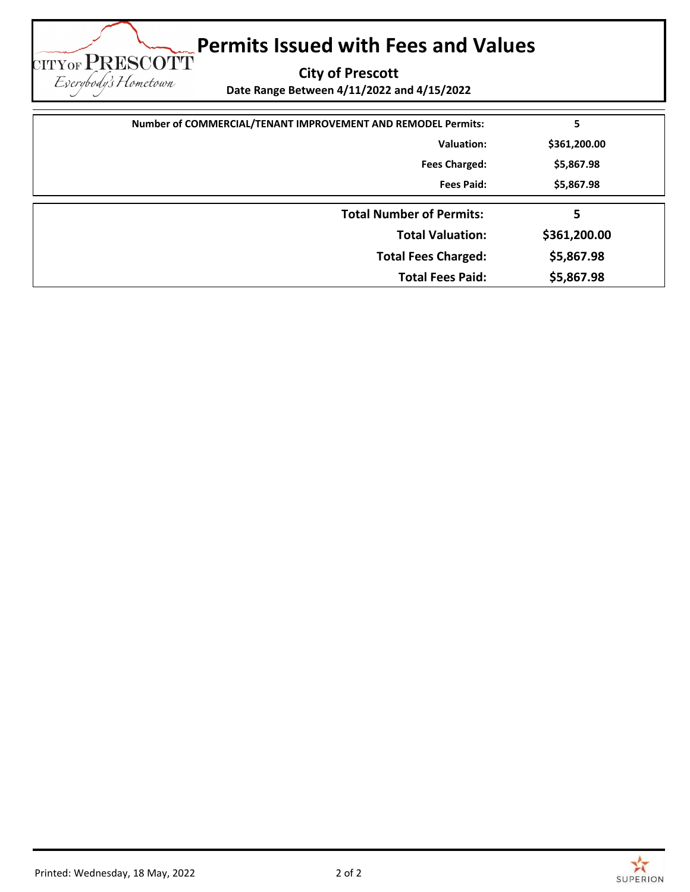# Permits Issued with Fees and Values

**City of Prescott**

**Date Range Between 4/11/2022 and 4/15/2022**

| | |
|---|---|
| **Number of COMMERCIAL/TENANT IMPROVEMENT AND REMODEL Permits:** | **5** |
| **Valuation:** | **$361,200.00** |
| **Fees Charged:** | **$5,867.98** |
| **Fees Paid:** | **$5,867.98** |

| | |
|---|---|
| **Total Number of Permits:** | **5** |
| **Total Valuation:** | **$361,200.00** |
| **Total Fees Charged:** | **$5,867.98** |
| **Total Fees Paid:** | **$5,867.98** |

Printed: Wednesday, 18 May, 2022